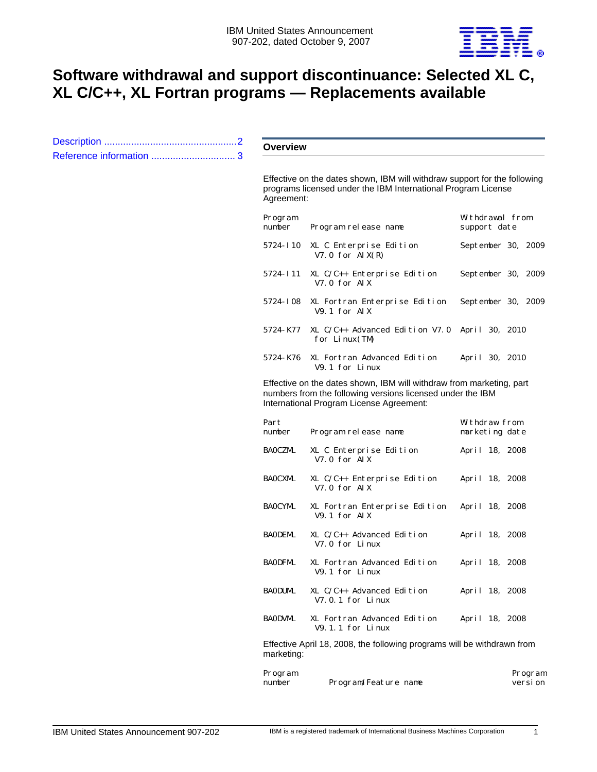IBM United States Announcement
907-202, dated October 9, 2007

# Software withdrawal and support discontinuance: Selected XL C, XL C/C++, XL Fortran programs — Replacements available

Description ..................................................2
Reference information ............................... 3

## Overview

Effective on the dates shown, IBM will withdraw support for the following programs licensed under the IBM International Program License Agreement:

| Program number | Program release name | Withdrawal from support date |
|---|---|---|
| 5724-I10 | XL C Enterprise Edition V7.0 for AIX(R) | September 30, 2009 |
| 5724-I11 | XL C/C++ Enterprise Edition V7.0 for AIX | September 30, 2009 |
| 5724-I08 | XL Fortran Enterprise Edition V9.1 for AIX | September 30, 2009 |
| 5724-K77 | XL C/C++ Advanced Edition V7.0 for Linux(TM) | April 30, 2010 |
| 5724-K76 | XL Fortran Advanced Edition V9.1 for Linux | April 30, 2010 |

Effective on the dates shown, IBM will withdraw from marketing, part numbers from the following versions licensed under the IBM International Program License Agreement:

| Part number | Program release name | Withdraw from marketing date |
|---|---|---|
| BA0CZML | XL C Enterprise Edition V7.0 for AIX | April 18, 2008 |
| BA0CXML | XL C/C++ Enterprise Edition V7.0 for AIX | April 18, 2008 |
| BA0CYML | XL Fortran Enterprise Edition V9.1 for AIX | April 18, 2008 |
| BA0DEML | XL C/C++ Advanced Edition V7.0 for Linux | April 18, 2008 |
| BA0DFML | XL Fortran Advanced Edition V9.1 for Linux | April 18, 2008 |
| BA0DUML | XL C/C++ Advanced Edition V7.0.1 for Linux | April 18, 2008 |
| BA0DVML | XL Fortran Advanced Edition V9.1.1 for Linux | April 18, 2008 |

Effective April 18, 2008, the following programs will be withdrawn from marketing:

| Program number | Program/Feature name | Program version |
|---|---|---|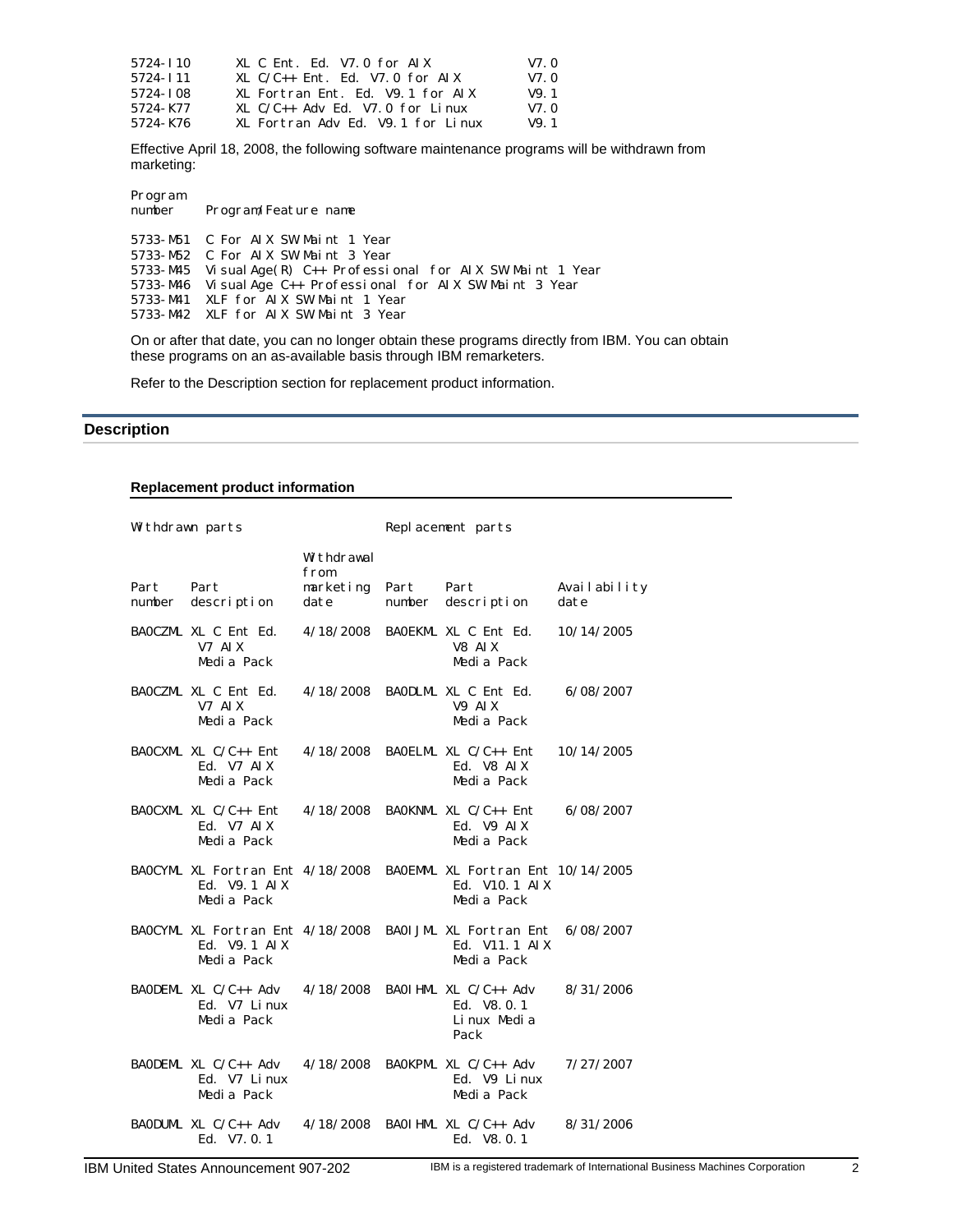| | | |
|---|---|---|
| 5724-I10 | XL C Ent. Ed. V7.0 for AIX | V7.0 |
| 5724-I11 | XL C/C++ Ent. Ed. V7.0 for AIX | V7.0 |
| 5724-I08 | XL Fortran Ent. Ed. V9.1 for AIX | V9.1 |
| 5724-K77 | XL C/C++ Adv Ed. V7.0 for Linux | V7.0 |
| 5724-K76 | XL Fortran Adv Ed. V9.1 for Linux | V9.1 |

Effective April 18, 2008, the following software maintenance programs will be withdrawn from marketing:

| Program number | Program/Feature name |
|---|---|
| 5733-M51 | C For AIX SW Maint 1 Year |
| 5733-M52 | C For AIX SW Maint 3 Year |
| 5733-M45 | VisualAge(R) C++ Professional for AIX SW Maint 1 Year |
| 5733-M46 | VisualAge C++ Professional for AIX SW Maint 3 Year |
| 5733-M41 | XLF for AIX SW Maint 1 Year |
| 5733-M42 | XLF for AIX SW Maint 3 Year |

On or after that date, you can no longer obtain these programs directly from IBM. You can obtain these programs on an as-available basis through IBM remarketers.

Refer to the Description section for replacement product information.

## Description

### Replacement product information

| Withdrawn parts | | | Replacement parts | | |
|---|---|---|---|---|---|
| Part number | Part description | Withdrawal from marketing date | Part number | Part description | Availability date |
| BA0CZML | XL C Ent Ed. V7 AIX Media Pack | 4/18/2008 | BA0EKML | XL C Ent Ed. V8 AIX Media Pack | 10/14/2005 |
| BA0CZML | XL C Ent Ed. V7 AIX Media Pack | 4/18/2008 | BA0DLML | XL C Ent Ed. V9 AIX Media Pack | 6/08/2007 |
| BA0CXML | XL C/C++ Ent Ed. V7 AIX Media Pack | 4/18/2008 | BA0ELML | XL C/C++ Ent Ed. V8 AIX Media Pack | 10/14/2005 |
| BA0CXML | XL C/C++ Ent Ed. V7 AIX Media Pack | 4/18/2008 | BA0KNML | XL C/C++ Ent Ed. V9 AIX Media Pack | 6/08/2007 |
| BA0CYML | XL Fortran Ent Ed. V9.1 AIX Media Pack | 4/18/2008 | BA0EMML | XL Fortran Ent Ed. V10.1 AIX Media Pack | 10/14/2005 |
| BA0CYML | XL Fortran Ent Ed. V9.1 AIX Media Pack | 4/18/2008 | BA0IJML | XL Fortran Ent Ed. V11.1 AIX Media Pack | 6/08/2007 |
| BA0DEML | XL C/C++ Adv Ed. V7 Linux Media Pack | 4/18/2008 | BA0IHML | XL C/C++ Adv Ed. V8.0.1 Linux Media Pack | 8/31/2006 |
| BA0DEML | XL C/C++ Adv Ed. V7 Linux Media Pack | 4/18/2008 | BA0KPML | XL C/C++ Adv Ed. V9 Linux Media Pack | 7/27/2007 |
| BA0DUML | XL C/C++ Adv Ed. V7.0.1 | 4/18/2008 | BA0IHML | XL C/C++ Adv Ed. V8.0.1 | 8/31/2006 |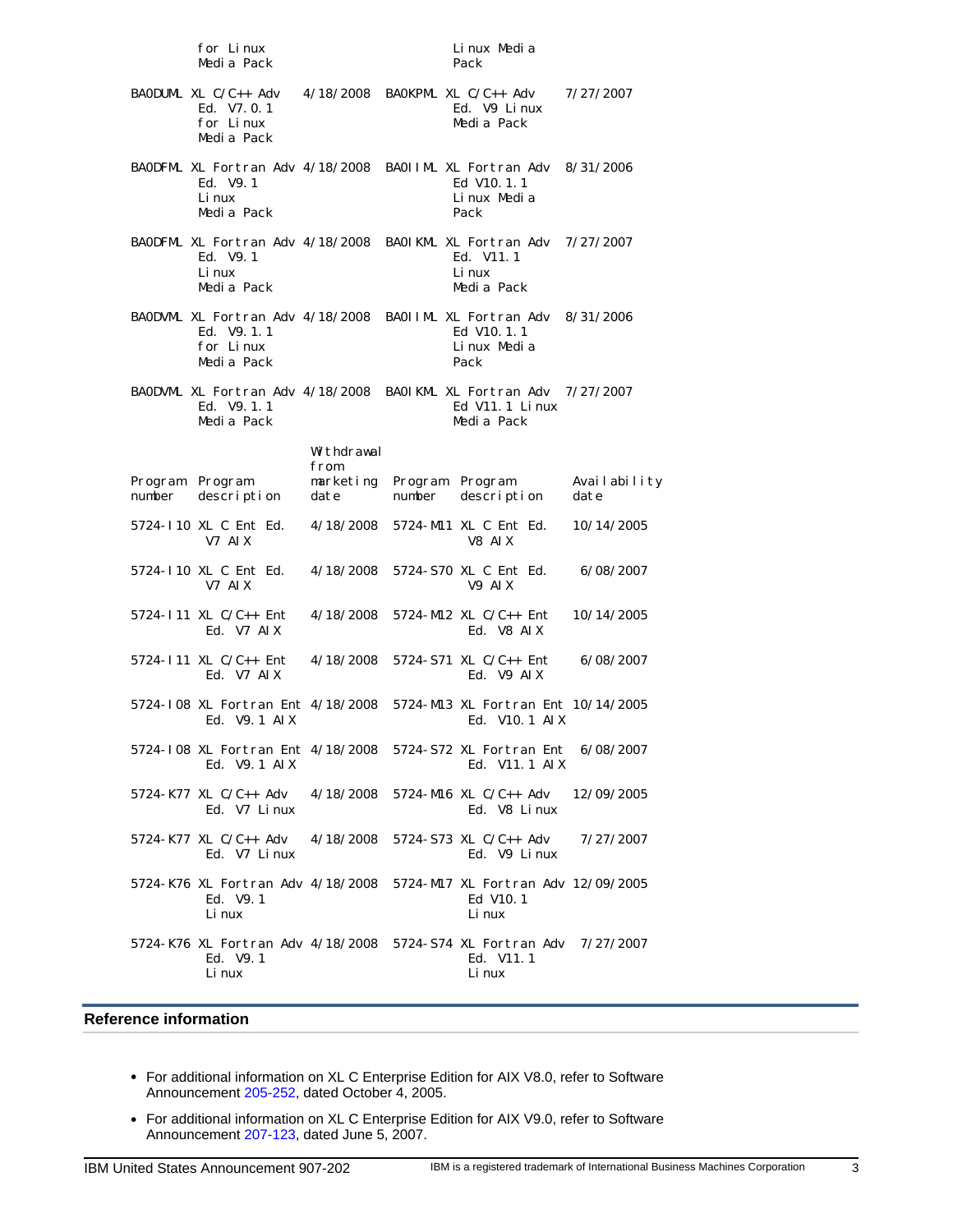| | | | | | |
|---|---|---|---|---|---|
| | for Linux Media Pack | | | Linux Media Pack | |
| BA0DUML | XL C/C++ Adv Ed. V7.0.1 for Linux Media Pack | 4/18/2008 | BA0KPML | XL C/C++ Adv Ed. V9 Linux Media Pack | 7/27/2007 |
| BA0DFML | XL Fortran Adv Ed. V9.1 Linux Media Pack | 4/18/2008 | BA0IIML | XL Fortran Adv Ed V10.1.1 Linux Media Pack | 8/31/2006 |
| BA0DFML | XL Fortran Adv Ed. V9.1 Linux Media Pack | 4/18/2008 | BA0IKML | XL Fortran Adv Ed. V11.1 Linux Media Pack | 7/27/2007 |
| BA0DVML | XL Fortran Adv Ed. V9.1.1 for Linux Media Pack | 4/18/2008 | BA0IIML | XL Fortran Adv Ed V10.1.1 Linux Media Pack | 8/31/2006 |
| BA0DVML | XL Fortran Adv Ed. V9.1.1 Media Pack | 4/18/2008 | BA0IKML | XL Fortran Adv Ed V11.1 Linux Media Pack | 7/27/2007 |

| Program number | Program description | Withdrawal from marketing date | Program number | Program description | Availability date |
|---|---|---|---|---|---|
| 5724-I10 | XL C Ent Ed. V7 AIX | 4/18/2008 | 5724-M11 | XL C Ent Ed. V8 AIX | 10/14/2005 |
| 5724-I10 | XL C Ent Ed. V7 AIX | 4/18/2008 | 5724-S70 | XL C Ent Ed. V9 AIX | 6/08/2007 |
| 5724-I11 | XL C/C++ Ent Ed. V7 AIX | 4/18/2008 | 5724-M12 | XL C/C++ Ent Ed. V8 AIX | 10/14/2005 |
| 5724-I11 | XL C/C++ Ent Ed. V7 AIX | 4/18/2008 | 5724-S71 | XL C/C++ Ent Ed. V9 AIX | 6/08/2007 |
| 5724-I08 | XL Fortran Ent Ed. V9.1 AIX | 4/18/2008 | 5724-M13 | XL Fortran Ent Ed. V10.1 AIX | 10/14/2005 |
| 5724-I08 | XL Fortran Ent Ed. V9.1 AIX | 4/18/2008 | 5724-S72 | XL Fortran Ent Ed. V11.1 AIX | 6/08/2007 |
| 5724-K77 | XL C/C++ Adv Ed. V7 Linux | 4/18/2008 | 5724-M16 | XL C/C++ Adv Ed. V8 Linux | 12/09/2005 |
| 5724-K77 | XL C/C++ Adv Ed. V7 Linux | 4/18/2008 | 5724-S73 | XL C/C++ Adv Ed. V9 Linux | 7/27/2007 |
| 5724-K76 | XL Fortran Adv Ed. V9.1 Linux | 4/18/2008 | 5724-M17 | XL Fortran Adv Ed V10.1 Linux | 12/09/2005 |
| 5724-K76 | XL Fortran Adv Ed. V9.1 Linux | 4/18/2008 | 5724-S74 | XL Fortran Adv Ed. V11.1 Linux | 7/27/2007 |

## Reference information

- For additional information on XL C Enterprise Edition for AIX V8.0, refer to Software Announcement 205-252, dated October 4, 2005.
- For additional information on XL C Enterprise Edition for AIX V9.0, refer to Software Announcement 207-123, dated June 5, 2007.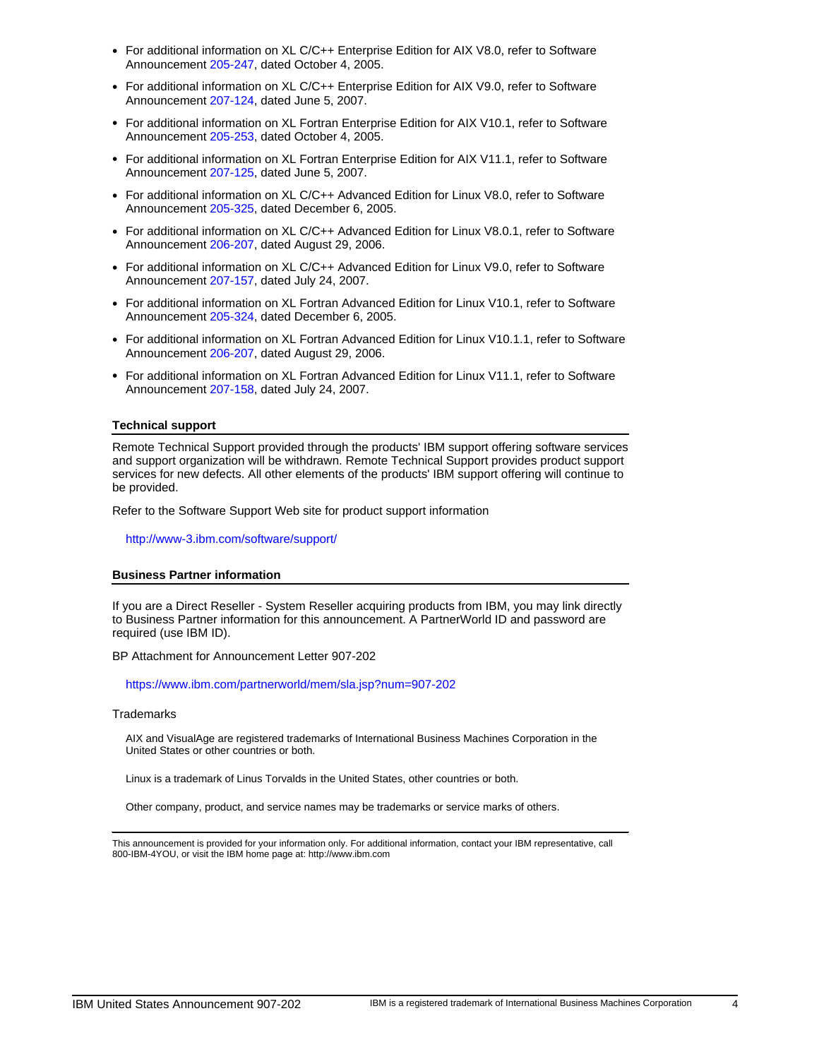- For additional information on XL C/C++ Enterprise Edition for AIX V8.0, refer to Software Announcement 205-247, dated October 4, 2005.
- For additional information on XL C/C++ Enterprise Edition for AIX V9.0, refer to Software Announcement 207-124, dated June 5, 2007.
- For additional information on XL Fortran Enterprise Edition for AIX V10.1, refer to Software Announcement 205-253, dated October 4, 2005.
- For additional information on XL Fortran Enterprise Edition for AIX V11.1, refer to Software Announcement 207-125, dated June 5, 2007.
- For additional information on XL C/C++ Advanced Edition for Linux V8.0, refer to Software Announcement 205-325, dated December 6, 2005.
- For additional information on XL C/C++ Advanced Edition for Linux V8.0.1, refer to Software Announcement 206-207, dated August 29, 2006.
- For additional information on XL C/C++ Advanced Edition for Linux V9.0, refer to Software Announcement 207-157, dated July 24, 2007.
- For additional information on XL Fortran Advanced Edition for Linux V10.1, refer to Software Announcement 205-324, dated December 6, 2005.
- For additional information on XL Fortran Advanced Edition for Linux V10.1.1, refer to Software Announcement 206-207, dated August 29, 2006.
- For additional information on XL Fortran Advanced Edition for Linux V11.1, refer to Software Announcement 207-158, dated July 24, 2007.

### Technical support

Remote Technical Support provided through the products' IBM support offering software services and support organization will be withdrawn. Remote Technical Support provides product support services for new defects. All other elements of the products' IBM support offering will continue to be provided.

Refer to the Software Support Web site for product support information

http://www-3.ibm.com/software/support/

### Business Partner information

If you are a Direct Reseller - System Reseller acquiring products from IBM, you may link directly to Business Partner information for this announcement. A PartnerWorld ID and password are required (use IBM ID).

BP Attachment for Announcement Letter 907-202

https://www.ibm.com/partnerworld/mem/sla.jsp?num=907-202

Trademarks

AIX and VisualAge are registered trademarks of International Business Machines Corporation in the United States or other countries or both.

Linux is a trademark of Linus Torvalds in the United States, other countries or both.

Other company, product, and service names may be trademarks or service marks of others.

---

This announcement is provided for your information only. For additional information, contact your IBM representative, call 800-IBM-4YOU, or visit the IBM home page at: http://www.ibm.com